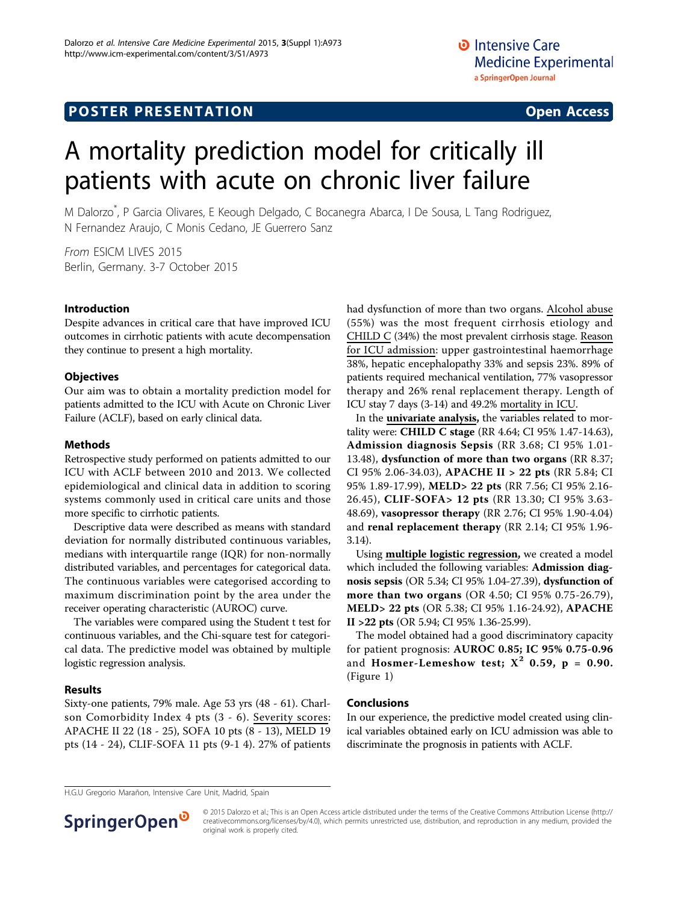POSTER PRESENTATION

Open Access

# A mortality prediction model for critically ill patients with acute on chronic liver failure

M Dalorzo*, P Garcia Olivares, E Keough Delgado, C Bocanegra Abarca, I De Sousa, L Tang Rodriguez, N Fernandez Araujo, C Monis Cedano, JE Guerrero Sanz

*From* ESICM LIVES 2015
Berlin, Germany. 3-7 October 2015

## Introduction

Despite advances in critical care that have improved ICU outcomes in cirrhotic patients with acute decompensation they continue to present a high mortality.

## Objectives

Our aim was to obtain a mortality prediction model for patients admitted to the ICU with Acute on Chronic Liver Failure (ACLF), based on early clinical data.

## Methods

Retrospective study performed on patients admitted to our ICU with ACLF between 2010 and 2013. We collected epidemiological and clinical data in addition to scoring systems commonly used in critical care units and those more specific to cirrhotic patients.

Descriptive data were described as means with standard deviation for normally distributed continuous variables, medians with interquartile range (IQR) for non-normally distributed variables, and percentages for categorical data. The continuous variables were categorised according to maximum discrimination point by the area under the receiver operating characteristic (AUROC) curve.

The variables were compared using the Student t test for continuous variables, and the Chi-square test for categorical data. The predictive model was obtained by multiple logistic regression analysis.

## Results

Sixty-one patients, 79% male. Age 53 yrs (48 - 61). Charlson Comorbidity Index 4 pts (3 - 6). Severity scores: APACHE II 22 (18 - 25), SOFA 10 pts (8 - 13), MELD 19 pts (14 - 24), CLIF-SOFA 11 pts (9-1 4). 27% of patients had dysfunction of more than two organs. Alcohol abuse (55%) was the most frequent cirrhosis etiology and CHILD C (34%) the most prevalent cirrhosis stage. Reason for ICU admission: upper gastrointestinal haemorrhage 38%, hepatic encephalopathy 33% and sepsis 23%. 89% of patients required mechanical ventilation, 77% vasopressor therapy and 26% renal replacement therapy. Length of ICU stay 7 days (3-14) and 49.2% mortality in ICU.

In the **univariate analysis,** the variables related to mortality were: **CHILD C stage** (RR 4.64; CI 95% 1.47-14.63), **Admission diagnosis Sepsis** (RR 3.68; CI 95% 1.01-13.48), **dysfunction of more than two organs** (RR 8.37; CI 95% 2.06-34.03), **APACHE II > 22 pts** (RR 5.84; CI 95% 1.89-17.99), **MELD> 22 pts** (RR 7.56; CI 95% 2.16-26.45), **CLIF-SOFA> 12 pts** (RR 13.30; CI 95% 3.63-48.69), **vasopressor therapy** (RR 2.76; CI 95% 1.90-4.04) and **renal replacement therapy** (RR 2.14; CI 95% 1.96-3.14).

Using **multiple logistic regression,** we created a model which included the following variables: **Admission diagnosis sepsis** (OR 5.34; CI 95% 1.04-27.39), **dysfunction of more than two organs** (OR 4.50; CI 95% 0.75-26.79), **MELD> 22 pts** (OR 5.38; CI 95% 1.16-24.92), **APACHE II >22 pts** (OR 5.94; CI 95% 1.36-25.99).

The model obtained had a good discriminatory capacity for patient prognosis: **AUROC 0.85; IC 95% 0.75-0.96** and **Hosmer-Lemeshow test; $X^2$ 0.59, p = 0.90.** (Figure 1)

## Conclusions

In our experience, the predictive model created using clinical variables obtained early on ICU admission was able to discriminate the prognosis in patients with ACLF.

H.G.U Gregorio Marañon, Intensive Care Unit, Madrid, Spain

© 2015 Dalorzo et al.; This is an Open Access article distributed under the terms of the Creative Commons Attribution License (http://creativecommons.org/licenses/by/4.0), which permits unrestricted use, distribution, and reproduction in any medium, provided the original work is properly cited.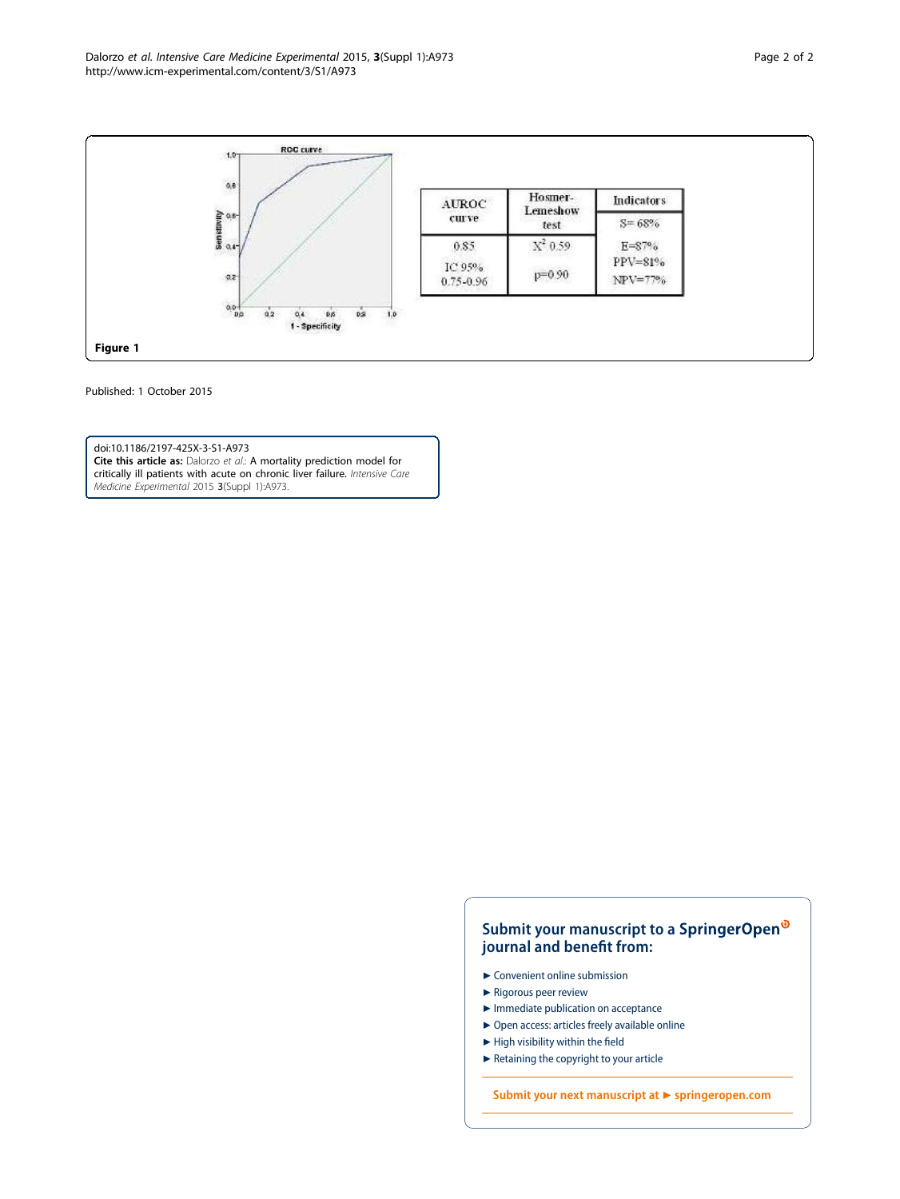ROC curve

1.0
0.8
0.6
0.4
0.2
0.0

Sensitivity

0.0 0.2 0.4 0.6 0.8 1.0

1 - Specificity

| AUROC curve | Hosmer-Lemeshow test | Indicators |
|---|---|---|
| 0.85<br>IC 95% 0.75-0.96 | $X^2$ 0.59<br>p=0.90 | S= 68%<br>E=87%<br>PPV=81%<br>NPV=77% |

**Figure 1**

Published: 1 October 2015

doi:10.1186/2197-425X-3-S1-A973
**Cite this article as:** Dalorzo *et al.*: A mortality prediction model for critically ill patients with acute on chronic liver failure. *Intensive Care Medicine Experimental* 2015 **3**(Suppl 1):A973.

**Submit your manuscript to a SpringerOpen journal and benefit from:**

- ► Convenient online submission
- ► Rigorous peer review
- ► Immediate publication on acceptance
- ► Open access: articles freely available online
- ► High visibility within the field
- ► Retaining the copyright to your article

**Submit your next manuscript at ► springeropen.com**